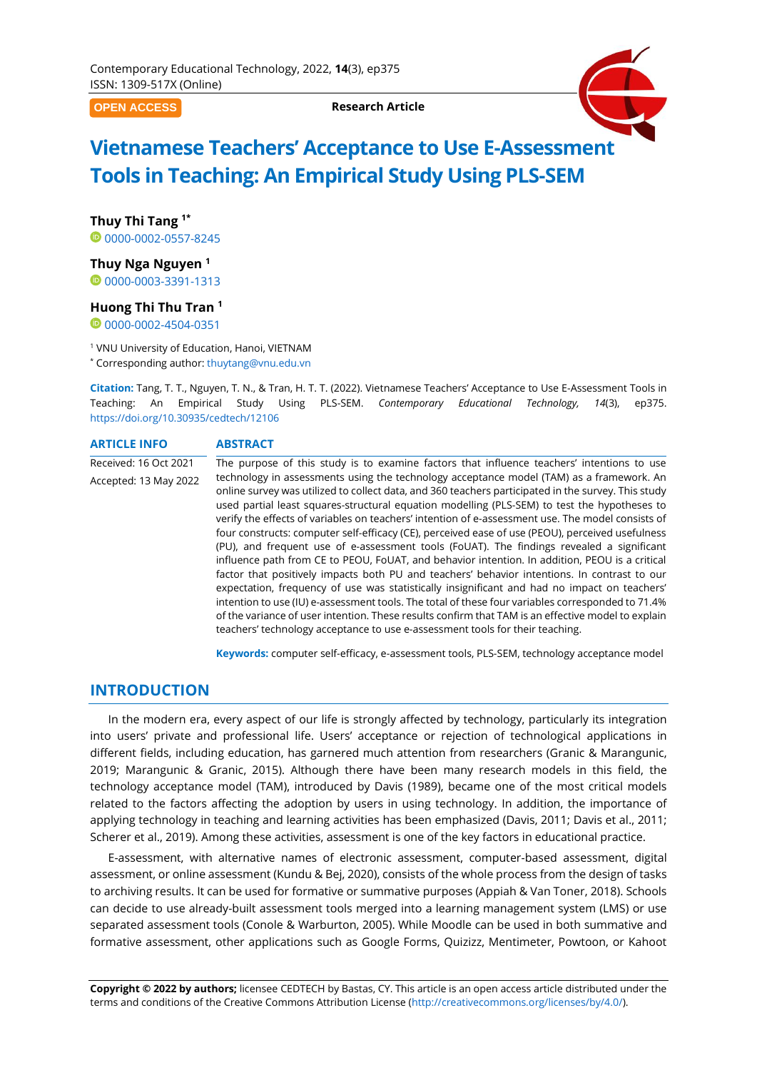Contemporary Educational Technology, 2022, **14**(3), ep375
ISSN: 1309-517X (Online)

OPEN ACCESS

**Research Article**

# Vietnamese Teachers' Acceptance to Use E-Assessment Tools in Teaching: An Empirical Study Using PLS-SEM

**Thuy Thi Tang** [1*]
0000-0002-0557-8245

**Thuy Nga Nguyen** [1]
0000-0003-3391-1313

**Huong Thi Thu Tran** [1]
0000-0002-4504-0351

[1] VNU University of Education, Hanoi, VIETNAM
[*] Corresponding author: thuytang@vnu.edu.vn

**Citation:** Tang, T. T., Nguyen, T. N., & Tran, H. T. T. (2022). Vietnamese Teachers' Acceptance to Use E-Assessment Tools in Teaching: An Empirical Study Using PLS-SEM. *Contemporary Educational Technology, 14*(3), ep375. https://doi.org/10.30935/cedtech/12106

**ARTICLE INFO**

Received: 16 Oct 2021
Accepted: 13 May 2022

**ABSTRACT**

The purpose of this study is to examine factors that influence teachers' intentions to use technology in assessments using the technology acceptance model (TAM) as a framework. An online survey was utilized to collect data, and 360 teachers participated in the survey. This study used partial least squares-structural equation modelling (PLS-SEM) to test the hypotheses to verify the effects of variables on teachers' intention of e-assessment use. The model consists of four constructs: computer self-efficacy (CE), perceived ease of use (PEOU), perceived usefulness (PU), and frequent use of e-assessment tools (FoUAT). The findings revealed a significant influence path from CE to PEOU, FoUAT, and behavior intention. In addition, PEOU is a critical factor that positively impacts both PU and teachers' behavior intentions. In contrast to our expectation, frequency of use was statistically insignificant and had no impact on teachers' intention to use (IU) e-assessment tools. The total of these four variables corresponded to 71.4% of the variance of user intention. These results confirm that TAM is an effective model to explain teachers' technology acceptance to use e-assessment tools for their teaching.

**Keywords:** computer self-efficacy, e-assessment tools, PLS-SEM, technology acceptance model

## INTRODUCTION

In the modern era, every aspect of our life is strongly affected by technology, particularly its integration into users' private and professional life. Users' acceptance or rejection of technological applications in different fields, including education, has garnered much attention from researchers (Granic & Marangunic, 2019; Marangunic & Granic, 2015). Although there have been many research models in this field, the technology acceptance model (TAM), introduced by Davis (1989), became one of the most critical models related to the factors affecting the adoption by users in using technology. In addition, the importance of applying technology in teaching and learning activities has been emphasized (Davis, 2011; Davis et al., 2011; Scherer et al., 2019). Among these activities, assessment is one of the key factors in educational practice.

E-assessment, with alternative names of electronic assessment, computer-based assessment, digital assessment, or online assessment (Kundu & Bej, 2020), consists of the whole process from the design of tasks to archiving results. It can be used for formative or summative purposes (Appiah & Van Toner, 2018). Schools can decide to use already-built assessment tools merged into a learning management system (LMS) or use separated assessment tools (Conole & Warburton, 2005). While Moodle can be used in both summative and formative assessment, other applications such as Google Forms, Quizizz, Mentimeter, Powtoon, or Kahoot

**Copyright © 2022 by authors;** licensee CEDTECH by Bastas, CY. This article is an open access article distributed under the terms and conditions of the Creative Commons Attribution License (http://creativecommons.org/licenses/by/4.0/).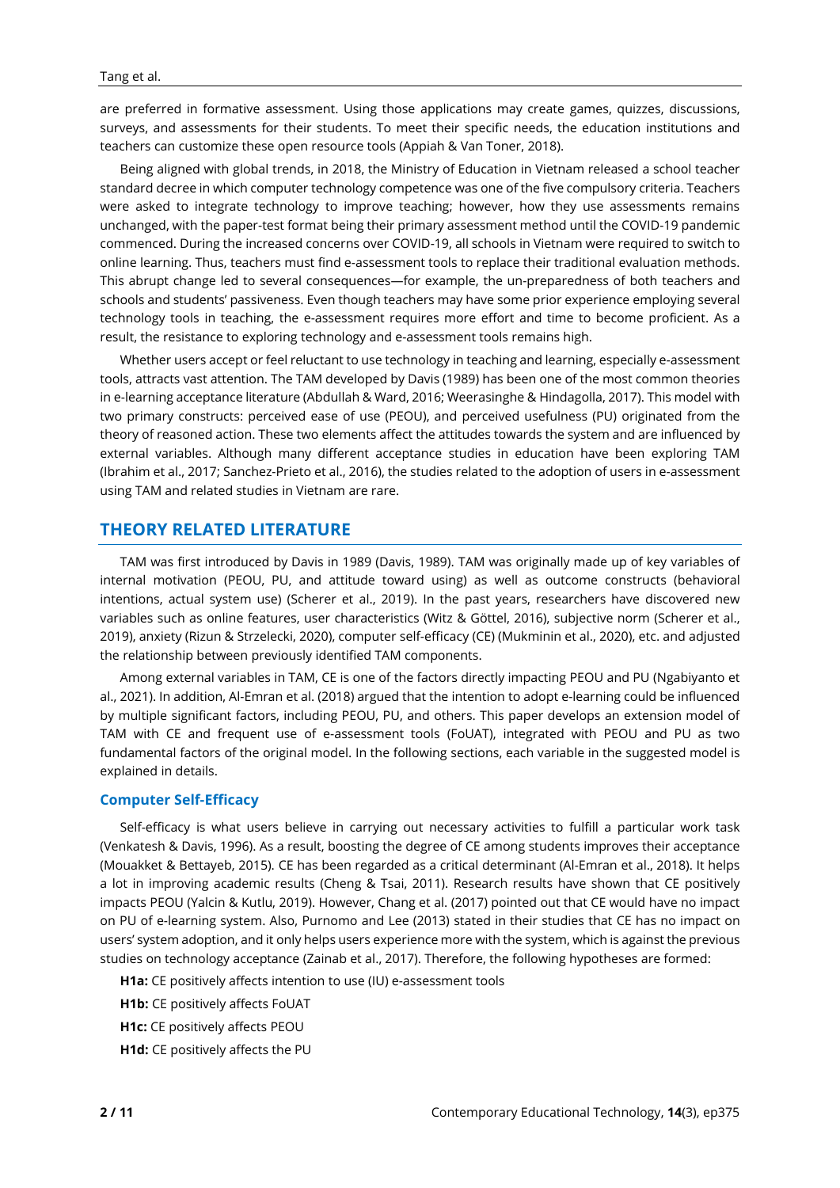are preferred in formative assessment. Using those applications may create games, quizzes, discussions, surveys, and assessments for their students. To meet their specific needs, the education institutions and teachers can customize these open resource tools (Appiah & Van Toner, 2018).

Being aligned with global trends, in 2018, the Ministry of Education in Vietnam released a school teacher standard decree in which computer technology competence was one of the five compulsory criteria. Teachers were asked to integrate technology to improve teaching; however, how they use assessments remains unchanged, with the paper-test format being their primary assessment method until the COVID-19 pandemic commenced. During the increased concerns over COVID-19, all schools in Vietnam were required to switch to online learning. Thus, teachers must find e-assessment tools to replace their traditional evaluation methods. This abrupt change led to several consequences—for example, the un-preparedness of both teachers and schools and students' passiveness. Even though teachers may have some prior experience employing several technology tools in teaching, the e-assessment requires more effort and time to become proficient. As a result, the resistance to exploring technology and e-assessment tools remains high.

Whether users accept or feel reluctant to use technology in teaching and learning, especially e-assessment tools, attracts vast attention. The TAM developed by Davis (1989) has been one of the most common theories in e-learning acceptance literature (Abdullah & Ward, 2016; Weerasinghe & Hindagolla, 2017). This model with two primary constructs: perceived ease of use (PEOU), and perceived usefulness (PU) originated from the theory of reasoned action. These two elements affect the attitudes towards the system and are influenced by external variables. Although many different acceptance studies in education have been exploring TAM (Ibrahim et al., 2017; Sanchez-Prieto et al., 2016), the studies related to the adoption of users in e-assessment using TAM and related studies in Vietnam are rare.

## THEORY RELATED LITERATURE

TAM was first introduced by Davis in 1989 (Davis, 1989). TAM was originally made up of key variables of internal motivation (PEOU, PU, and attitude toward using) as well as outcome constructs (behavioral intentions, actual system use) (Scherer et al., 2019). In the past years, researchers have discovered new variables such as online features, user characteristics (Witz & Göttel, 2016), subjective norm (Scherer et al., 2019), anxiety (Rizun & Strzelecki, 2020), computer self-efficacy (CE) (Mukminin et al., 2020), etc. and adjusted the relationship between previously identified TAM components.

Among external variables in TAM, CE is one of the factors directly impacting PEOU and PU (Ngabiyanto et al., 2021). In addition, Al-Emran et al. (2018) argued that the intention to adopt e-learning could be influenced by multiple significant factors, including PEOU, PU, and others. This paper develops an extension model of TAM with CE and frequent use of e-assessment tools (FoUAT), integrated with PEOU and PU as two fundamental factors of the original model. In the following sections, each variable in the suggested model is explained in details.

### Computer Self-Efficacy

Self-efficacy is what users believe in carrying out necessary activities to fulfill a particular work task (Venkatesh & Davis, 1996). As a result, boosting the degree of CE among students improves their acceptance (Mouakket & Bettayeb, 2015). CE has been regarded as a critical determinant (Al-Emran et al., 2018). It helps a lot in improving academic results (Cheng & Tsai, 2011). Research results have shown that CE positively impacts PEOU (Yalcin & Kutlu, 2019). However, Chang et al. (2017) pointed out that CE would have no impact on PU of e-learning system. Also, Purnomo and Lee (2013) stated in their studies that CE has no impact on users' system adoption, and it only helps users experience more with the system, which is against the previous studies on technology acceptance (Zainab et al., 2017). Therefore, the following hypotheses are formed:

**H1a:** CE positively affects intention to use (IU) e-assessment tools

**H1b:** CE positively affects FoUAT

**H1c:** CE positively affects PEOU

**H1d:** CE positively affects the PU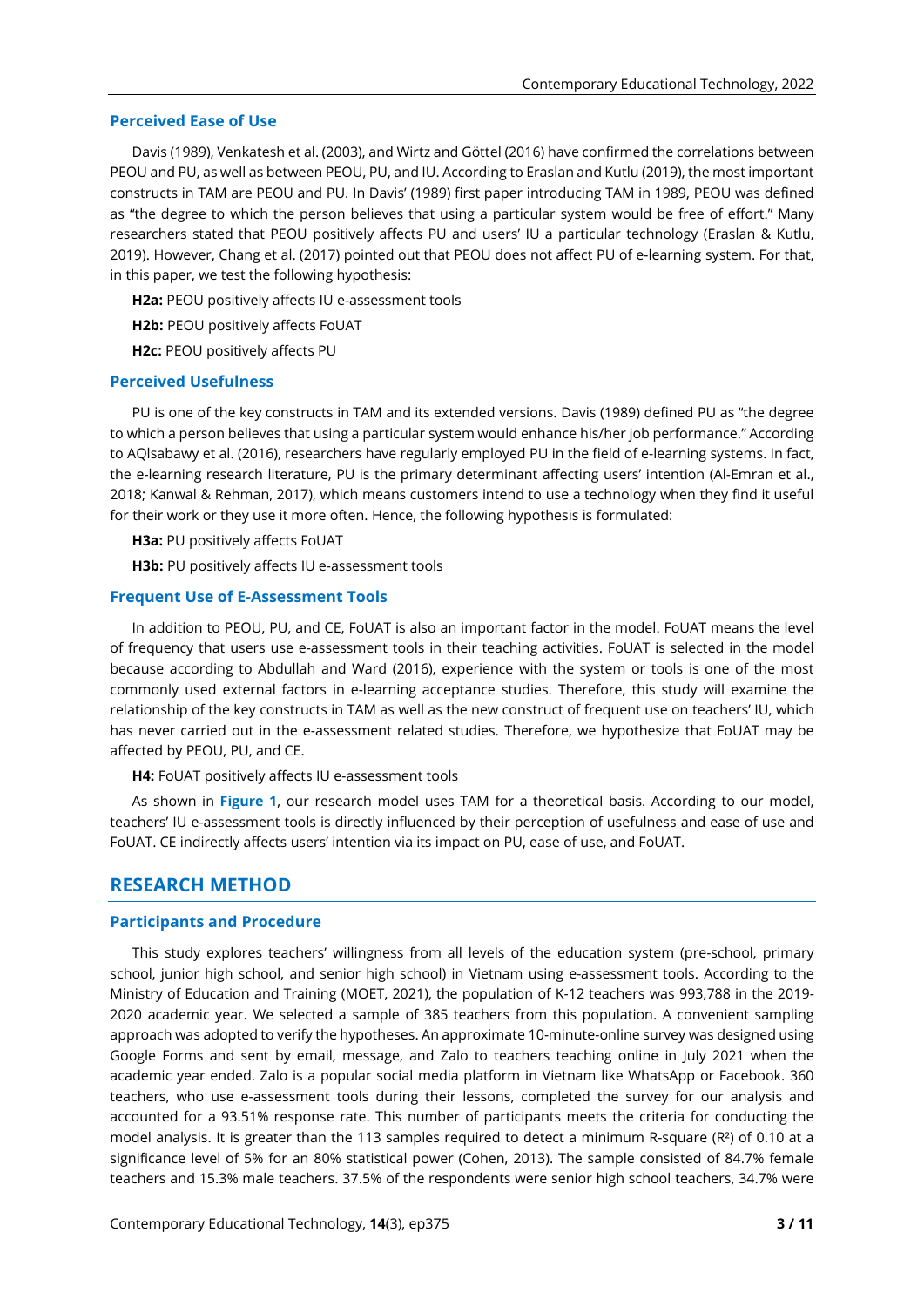### Perceived Ease of Use

Davis (1989), Venkatesh et al. (2003), and Wirtz and Göttel (2016) have confirmed the correlations between PEOU and PU, as well as between PEOU, PU, and IU. According to Eraslan and Kutlu (2019), the most important constructs in TAM are PEOU and PU. In Davis' (1989) first paper introducing TAM in 1989, PEOU was defined as "the degree to which the person believes that using a particular system would be free of effort." Many researchers stated that PEOU positively affects PU and users' IU a particular technology (Eraslan & Kutlu, 2019). However, Chang et al. (2017) pointed out that PEOU does not affect PU of e-learning system. For that, in this paper, we test the following hypothesis:

**H2a:** PEOU positively affects IU e-assessment tools

**H2b:** PEOU positively affects FoUAT

**H2c:** PEOU positively affects PU

### Perceived Usefulness

PU is one of the key constructs in TAM and its extended versions. Davis (1989) defined PU as "the degree to which a person believes that using a particular system would enhance his/her job performance." According to AQlsabawy et al. (2016), researchers have regularly employed PU in the field of e-learning systems. In fact, the e-learning research literature, PU is the primary determinant affecting users' intention (Al-Emran et al., 2018; Kanwal & Rehman, 2017), which means customers intend to use a technology when they find it useful for their work or they use it more often. Hence, the following hypothesis is formulated:

**H3a:** PU positively affects FoUAT

**H3b:** PU positively affects IU e-assessment tools

### Frequent Use of E-Assessment Tools

In addition to PEOU, PU, and CE, FoUAT is also an important factor in the model. FoUAT means the level of frequency that users use e-assessment tools in their teaching activities. FoUAT is selected in the model because according to Abdullah and Ward (2016), experience with the system or tools is one of the most commonly used external factors in e-learning acceptance studies. Therefore, this study will examine the relationship of the key constructs in TAM as well as the new construct of frequent use on teachers' IU, which has never carried out in the e-assessment related studies. Therefore, we hypothesize that FoUAT may be affected by PEOU, PU, and CE.

**H4:** FoUAT positively affects IU e-assessment tools

As shown in **Figure 1**, our research model uses TAM for a theoretical basis. According to our model, teachers' IU e-assessment tools is directly influenced by their perception of usefulness and ease of use and FoUAT. CE indirectly affects users' intention via its impact on PU, ease of use, and FoUAT.

## RESEARCH METHOD

### Participants and Procedure

This study explores teachers' willingness from all levels of the education system (pre-school, primary school, junior high school, and senior high school) in Vietnam using e-assessment tools. According to the Ministry of Education and Training (MOET, 2021), the population of K-12 teachers was 993,788 in the 2019-2020 academic year. We selected a sample of 385 teachers from this population. A convenient sampling approach was adopted to verify the hypotheses. An approximate 10-minute-online survey was designed using Google Forms and sent by email, message, and Zalo to teachers teaching online in July 2021 when the academic year ended. Zalo is a popular social media platform in Vietnam like WhatsApp or Facebook. 360 teachers, who use e-assessment tools during their lessons, completed the survey for our analysis and accounted for a 93.51% response rate. This number of participants meets the criteria for conducting the model analysis. It is greater than the 113 samples required to detect a minimum R-square ($R^2$) of 0.10 at a significance level of 5% for an 80% statistical power (Cohen, 2013). The sample consisted of 84.7% female teachers and 15.3% male teachers. 37.5% of the respondents were senior high school teachers, 34.7% were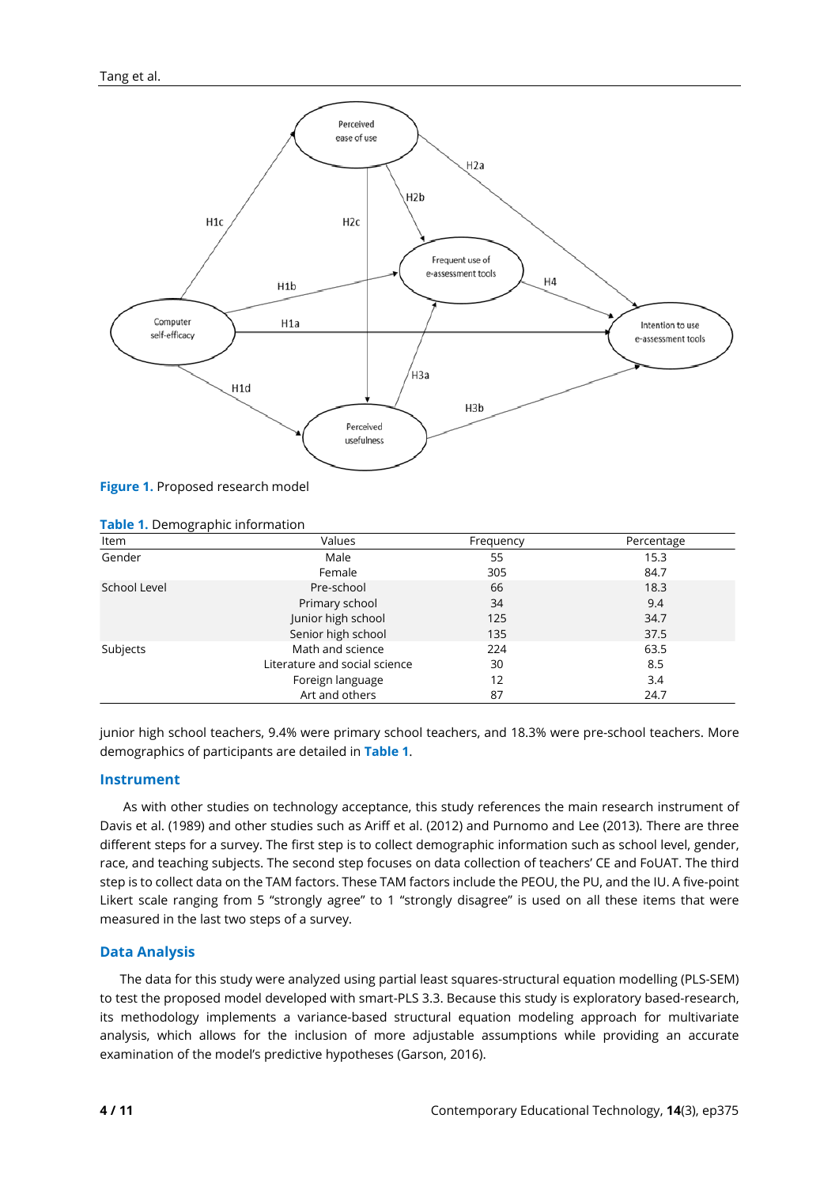Figure 1. Proposed research model

Table 1. Demographic information

| Item | Values | Frequency | Percentage |
|---|---|---|---|
| Gender | Male | 55 | 15.3 |
| | Female | 305 | 84.7 |
| School Level | Pre-school | 66 | 18.3 |
| | Primary school | 34 | 9.4 |
| | Junior high school | 125 | 34.7 |
| | Senior high school | 135 | 37.5 |
| Subjects | Math and science | 224 | 63.5 |
| | Literature and social science | 30 | 8.5 |
| | Foreign language | 12 | 3.4 |
| | Art and others | 87 | 24.7 |

junior high school teachers, 9.4% were primary school teachers, and 18.3% were pre-school teachers. More demographics of participants are detailed in **Table 1**.

## Instrument

As with other studies on technology acceptance, this study references the main research instrument of Davis et al. (1989) and other studies such as Ariff et al. (2012) and Purnomo and Lee (2013). There are three different steps for a survey. The first step is to collect demographic information such as school level, gender, race, and teaching subjects. The second step focuses on data collection of teachers' CE and FoUAT. The third step is to collect data on the TAM factors. These TAM factors include the PEOU, the PU, and the IU. A five-point Likert scale ranging from 5 "strongly agree" to 1 "strongly disagree" is used on all these items that were measured in the last two steps of a survey.

## Data Analysis

The data for this study were analyzed using partial least squares-structural equation modelling (PLS-SEM) to test the proposed model developed with smart-PLS 3.3. Because this study is exploratory based-research, its methodology implements a variance-based structural equation modeling approach for multivariate analysis, which allows for the inclusion of more adjustable assumptions while providing an accurate examination of the model's predictive hypotheses (Garson, 2016).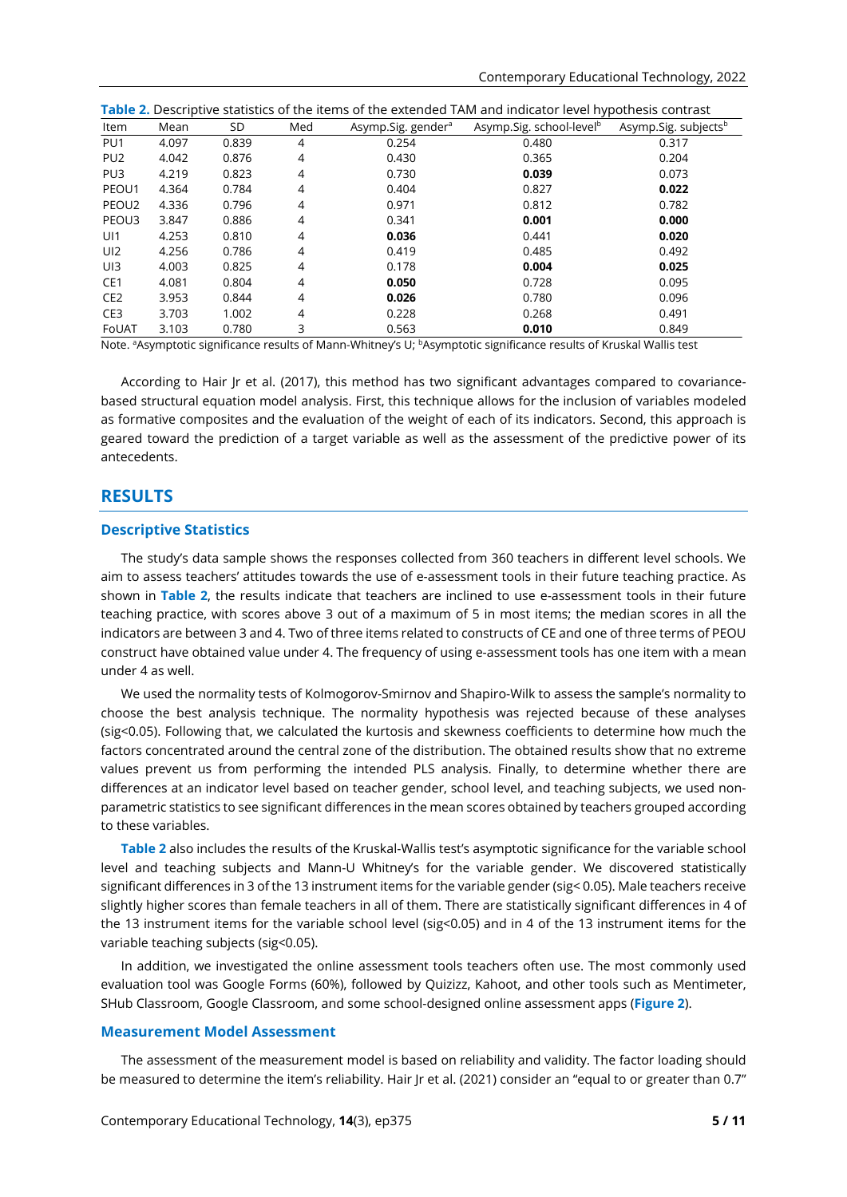**Table 2.** Descriptive statistics of the items of the extended TAM and indicator level hypothesis contrast

| Item | Mean | SD | Med | Asymp.Sig. gender[a] | Asymp.Sig. school-level[b] | Asymp.Sig. subjects[b] |
|---|---|---|---|---|---|---|
| PU1 | 4.097 | 0.839 | 4 | 0.254 | 0.480 | 0.317 |
| PU2 | 4.042 | 0.876 | 4 | 0.430 | 0.365 | 0.204 |
| PU3 | 4.219 | 0.823 | 4 | 0.730 | **0.039** | 0.073 |
| PEOU1 | 4.364 | 0.784 | 4 | 0.404 | 0.827 | **0.022** |
| PEOU2 | 4.336 | 0.796 | 4 | 0.971 | 0.812 | 0.782 |
| PEOU3 | 3.847 | 0.886 | 4 | 0.341 | **0.001** | **0.000** |
| UI1 | 4.253 | 0.810 | 4 | **0.036** | 0.441 | **0.020** |
| UI2 | 4.256 | 0.786 | 4 | 0.419 | 0.485 | 0.492 |
| UI3 | 4.003 | 0.825 | 4 | 0.178 | **0.004** | **0.025** |
| CE1 | 4.081 | 0.804 | 4 | **0.050** | 0.728 | 0.095 |
| CE2 | 3.953 | 0.844 | 4 | **0.026** | 0.780 | 0.096 |
| CE3 | 3.703 | 1.002 | 4 | 0.228 | 0.268 | 0.491 |
| FoUAT | 3.103 | 0.780 | 3 | 0.563 | **0.010** | 0.849 |

Note. [a]Asymptotic significance results of Mann-Whitney's U; [b]Asymptotic significance results of Kruskal Wallis test

According to Hair Jr et al. (2017), this method has two significant advantages compared to covariance-based structural equation model analysis. First, this technique allows for the inclusion of variables modeled as formative composites and the evaluation of the weight of each of its indicators. Second, this approach is geared toward the prediction of a target variable as well as the assessment of the predictive power of its antecedents.

## RESULTS

### Descriptive Statistics

The study's data sample shows the responses collected from 360 teachers in different level schools. We aim to assess teachers' attitudes towards the use of e-assessment tools in their future teaching practice. As shown in **Table 2**, the results indicate that teachers are inclined to use e-assessment tools in their future teaching practice, with scores above 3 out of a maximum of 5 in most items; the median scores in all the indicators are between 3 and 4. Two of three items related to constructs of CE and one of three terms of PEOU construct have obtained value under 4. The frequency of using e-assessment tools has one item with a mean under 4 as well.

We used the normality tests of Kolmogorov-Smirnov and Shapiro-Wilk to assess the sample's normality to choose the best analysis technique. The normality hypothesis was rejected because of these analyses (sig<0.05). Following that, we calculated the kurtosis and skewness coefficients to determine how much the factors concentrated around the central zone of the distribution. The obtained results show that no extreme values prevent us from performing the intended PLS analysis. Finally, to determine whether there are differences at an indicator level based on teacher gender, school level, and teaching subjects, we used non-parametric statistics to see significant differences in the mean scores obtained by teachers grouped according to these variables.

**Table 2** also includes the results of the Kruskal-Wallis test's asymptotic significance for the variable school level and teaching subjects and Mann-U Whitney's for the variable gender. We discovered statistically significant differences in 3 of the 13 instrument items for the variable gender (sig< 0.05). Male teachers receive slightly higher scores than female teachers in all of them. There are statistically significant differences in 4 of the 13 instrument items for the variable school level (sig<0.05) and in 4 of the 13 instrument items for the variable teaching subjects (sig<0.05).

In addition, we investigated the online assessment tools teachers often use. The most commonly used evaluation tool was Google Forms (60%), followed by Quizizz, Kahoot, and other tools such as Mentimeter, SHub Classroom, Google Classroom, and some school-designed online assessment apps (**Figure 2**).

### Measurement Model Assessment

The assessment of the measurement model is based on reliability and validity. The factor loading should be measured to determine the item's reliability. Hair Jr et al. (2021) consider an "equal to or greater than 0.7"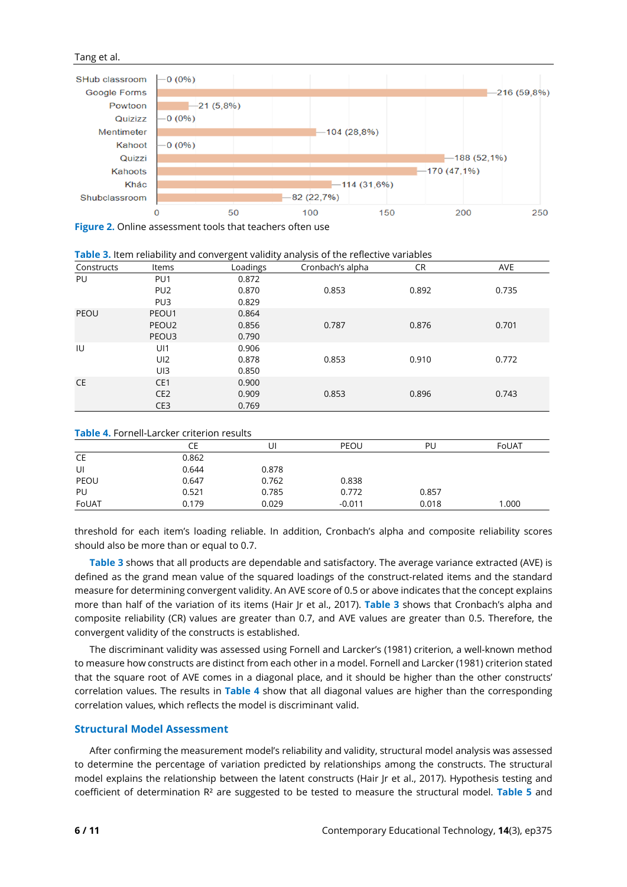| Tool | Count |
|---|---|
| SHub classroom | 0 (0%) |
| Google Forms | 216 (59,8%) |
| Powtoon | 21 (5,8%) |
| Quizizz | 0 (0%) |
| Mentimeter | 104 (28,8%) |
| Kahoot | 0 (0%) |
| Quizzi | 188 (52,1%) |
| Kahoots | 170 (47,1%) |
| Khác | 114 (31,6%) |
| Shubclassroom | 82 (22,7%) |

**Figure 2.** Online assessment tools that teachers often use

**Table 3.** Item reliability and convergent validity analysis of the reflective variables

| Constructs | Items | Loadings | Cronbach's alpha | CR | AVE |
|---|---|---|---|---|---|
| PU | PU1 | 0.872 | | | |
| | PU2 | 0.870 | 0.853 | 0.892 | 0.735 |
| | PU3 | 0.829 | | | |
| PEOU | PEOU1 | 0.864 | | | |
| | PEOU2 | 0.856 | 0.787 | 0.876 | 0.701 |
| | PEOU3 | 0.790 | | | |
| IU | UI1 | 0.906 | | | |
| | UI2 | 0.878 | 0.853 | 0.910 | 0.772 |
| | UI3 | 0.850 | | | |
| CE | CE1 | 0.900 | | | |
| | CE2 | 0.909 | 0.853 | 0.896 | 0.743 |
| | CE3 | 0.769 | | | |

**Table 4.** Fornell-Larcker criterion results

| | CE | UI | PEOU | PU | FoUAT |
|---|---|---|---|---|---|
| CE | 0.862 | | | | |
| UI | 0.644 | 0.878 | | | |
| PEOU | 0.647 | 0.762 | 0.838 | | |
| PU | 0.521 | 0.785 | 0.772 | 0.857 | |
| FoUAT | 0.179 | 0.029 | -0.011 | 0.018 | 1.000 |

threshold for each item's loading reliable. In addition, Cronbach's alpha and composite reliability scores should also be more than or equal to 0.7.

Table 3 shows that all products are dependable and satisfactory. The average variance extracted (AVE) is defined as the grand mean value of the squared loadings of the construct-related items and the standard measure for determining convergent validity. An AVE score of 0.5 or above indicates that the concept explains more than half of the variation of its items (Hair Jr et al., 2017). Table 3 shows that Cronbach's alpha and composite reliability (CR) values are greater than 0.7, and AVE values are greater than 0.5. Therefore, the convergent validity of the constructs is established.

The discriminant validity was assessed using Fornell and Larcker's (1981) criterion, a well-known method to measure how constructs are distinct from each other in a model. Fornell and Larcker (1981) criterion stated that the square root of AVE comes in a diagonal place, and it should be higher than the other constructs' correlation values. The results in Table 4 show that all diagonal values are higher than the corresponding correlation values, which reflects the model is discriminant valid.

## Structural Model Assessment

After confirming the measurement model's reliability and validity, structural model analysis was assessed to determine the percentage of variation predicted by relationships among the constructs. The structural model explains the relationship between the latent constructs (Hair Jr et al., 2017). Hypothesis testing and coefficient of determination $R^2$ are suggested to be tested to measure the structural model. Table 5 and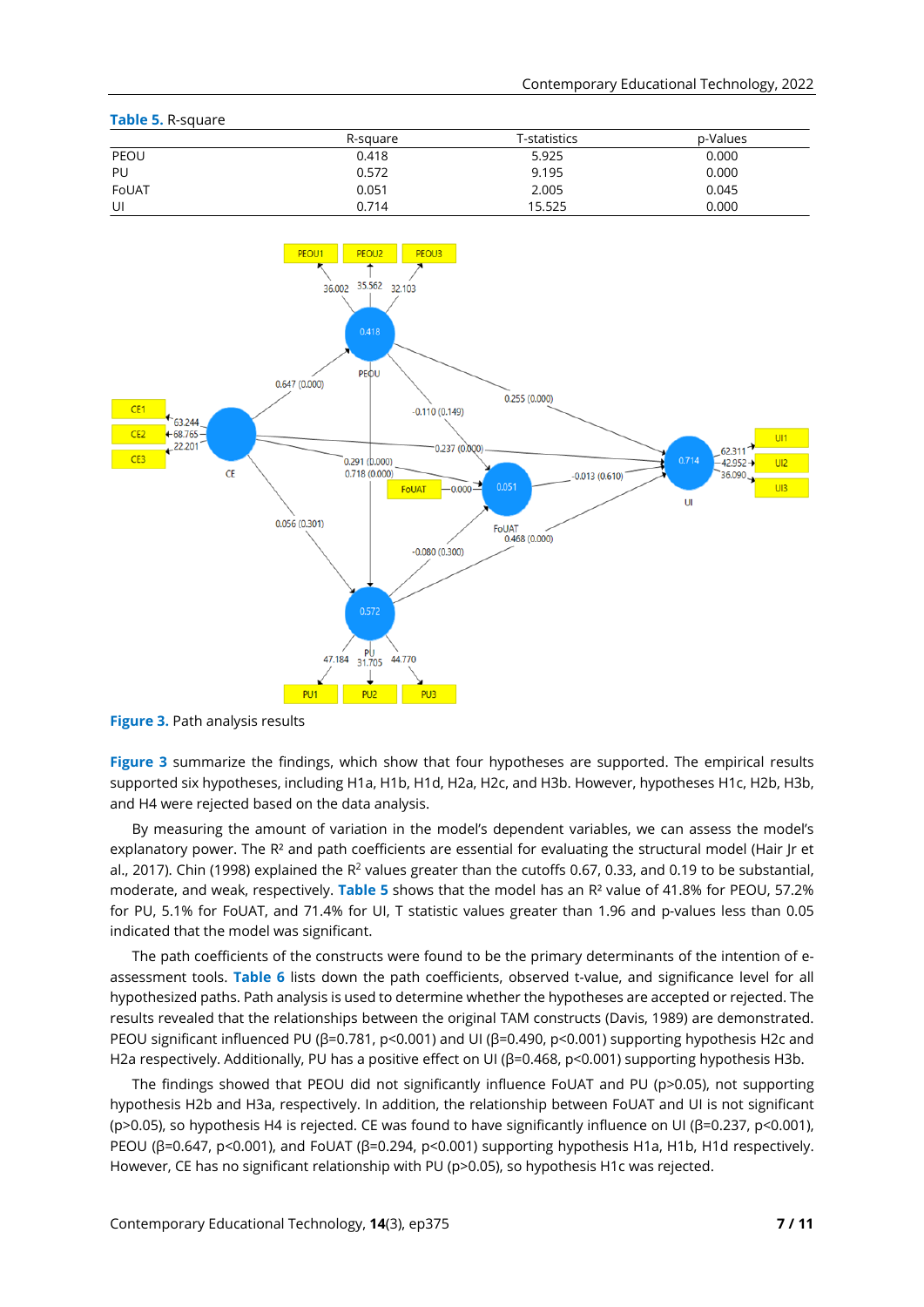**Table 5.** R-square

| | R-square | T-statistics | p-Values |
|---|---|---|---|
| PEOU | 0.418 | 5.925 | 0.000 |
| PU | 0.572 | 9.195 | 0.000 |
| FoUAT | 0.051 | 2.005 | 0.045 |
| UI | 0.714 | 15.525 | 0.000 |

**Figure 3.** Path analysis results

**Figure 3** summarize the findings, which show that four hypotheses are supported. The empirical results supported six hypotheses, including H1a, H1b, H1d, H2a, H2c, and H3b. However, hypotheses H1c, H2b, H3b, and H4 were rejected based on the data analysis.

By measuring the amount of variation in the model's dependent variables, we can assess the model's explanatory power. The $R^2$ and path coefficients are essential for evaluating the structural model (Hair Jr et al., 2017). Chin (1998) explained the $R^2$ values greater than the cutoffs 0.67, 0.33, and 0.19 to be substantial, moderate, and weak, respectively. **Table 5** shows that the model has an $R^2$ value of 41.8% for PEOU, 57.2% for PU, 5.1% for FoUAT, and 71.4% for UI, T statistic values greater than 1.96 and p-values less than 0.05 indicated that the model was significant.

The path coefficients of the constructs were found to be the primary determinants of the intention of e-assessment tools. **Table 6** lists down the path coefficients, observed t-value, and significance level for all hypothesized paths. Path analysis is used to determine whether the hypotheses are accepted or rejected. The results revealed that the relationships between the original TAM constructs (Davis, 1989) are demonstrated. PEOU significant influenced PU ($\beta$=0.781, $p<0.001$) and UI ($\beta$=0.490, $p<0.001$) supporting hypothesis H2c and H2a respectively. Additionally, PU has a positive effect on UI ($\beta$=0.468, $p<0.001$) supporting hypothesis H3b.

The findings showed that PEOU did not significantly influence FoUAT and PU ($p>0.05$), not supporting hypothesis H2b and H3a, respectively. In addition, the relationship between FoUAT and UI is not significant ($p>0.05$), so hypothesis H4 is rejected. CE was found to have significantly influence on UI ($\beta$=0.237, $p<0.001$), PEOU ($\beta$=0.647, $p<0.001$), and FoUAT ($\beta$=0.294, $p<0.001$) supporting hypothesis H1a, H1b, H1d respectively. However, CE has no significant relationship with PU ($p>0.05$), so hypothesis H1c was rejected.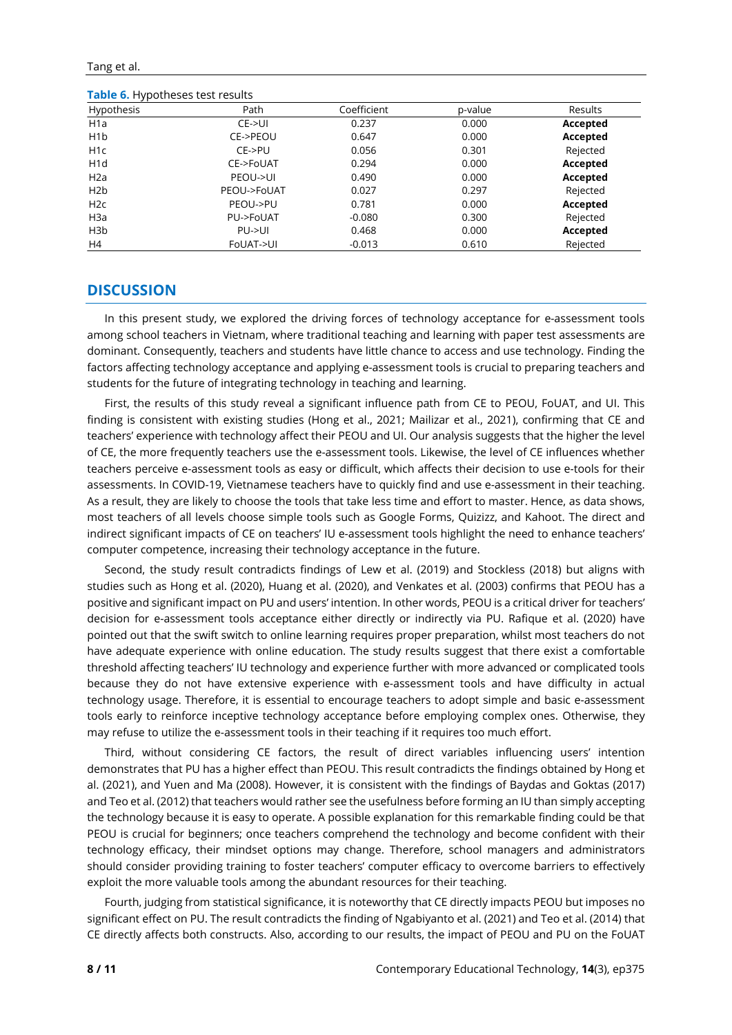**Table 6.** Hypotheses test results

| Hypothesis | Path | Coefficient | p-value | Results |
|---|---|---|---|---|
| H1a | CE->UI | 0.237 | 0.000 | **Accepted** |
| H1b | CE->PEOU | 0.647 | 0.000 | **Accepted** |
| H1c | CE->PU | 0.056 | 0.301 | Rejected |
| H1d | CE->FoUAT | 0.294 | 0.000 | **Accepted** |
| H2a | PEOU->UI | 0.490 | 0.000 | **Accepted** |
| H2b | PEOU->FoUAT | 0.027 | 0.297 | Rejected |
| H2c | PEOU->PU | 0.781 | 0.000 | **Accepted** |
| H3a | PU->FoUAT | -0.080 | 0.300 | Rejected |
| H3b | PU->UI | 0.468 | 0.000 | **Accepted** |
| H4 | FoUAT->UI | -0.013 | 0.610 | Rejected |

## DISCUSSION

In this present study, we explored the driving forces of technology acceptance for e-assessment tools among school teachers in Vietnam, where traditional teaching and learning with paper test assessments are dominant. Consequently, teachers and students have little chance to access and use technology. Finding the factors affecting technology acceptance and applying e-assessment tools is crucial to preparing teachers and students for the future of integrating technology in teaching and learning.

First, the results of this study reveal a significant influence path from CE to PEOU, FoUAT, and UI. This finding is consistent with existing studies (Hong et al., 2021; Mailizar et al., 2021), confirming that CE and teachers' experience with technology affect their PEOU and UI. Our analysis suggests that the higher the level of CE, the more frequently teachers use the e-assessment tools. Likewise, the level of CE influences whether teachers perceive e-assessment tools as easy or difficult, which affects their decision to use e-tools for their assessments. In COVID-19, Vietnamese teachers have to quickly find and use e-assessment in their teaching. As a result, they are likely to choose the tools that take less time and effort to master. Hence, as data shows, most teachers of all levels choose simple tools such as Google Forms, Quizizz, and Kahoot. The direct and indirect significant impacts of CE on teachers' IU e-assessment tools highlight the need to enhance teachers' computer competence, increasing their technology acceptance in the future.

Second, the study result contradicts findings of Lew et al. (2019) and Stockless (2018) but aligns with studies such as Hong et al. (2020), Huang et al. (2020), and Venkates et al. (2003) confirms that PEOU has a positive and significant impact on PU and users' intention. In other words, PEOU is a critical driver for teachers' decision for e-assessment tools acceptance either directly or indirectly via PU. Rafique et al. (2020) have pointed out that the swift switch to online learning requires proper preparation, whilst most teachers do not have adequate experience with online education. The study results suggest that there exist a comfortable threshold affecting teachers' IU technology and experience further with more advanced or complicated tools because they do not have extensive experience with e-assessment tools and have difficulty in actual technology usage. Therefore, it is essential to encourage teachers to adopt simple and basic e-assessment tools early to reinforce inceptive technology acceptance before employing complex ones. Otherwise, they may refuse to utilize the e-assessment tools in their teaching if it requires too much effort.

Third, without considering CE factors, the result of direct variables influencing users' intention demonstrates that PU has a higher effect than PEOU. This result contradicts the findings obtained by Hong et al. (2021), and Yuen and Ma (2008). However, it is consistent with the findings of Baydas and Goktas (2017) and Teo et al. (2012) that teachers would rather see the usefulness before forming an IU than simply accepting the technology because it is easy to operate. A possible explanation for this remarkable finding could be that PEOU is crucial for beginners; once teachers comprehend the technology and become confident with their technology efficacy, their mindset options may change. Therefore, school managers and administrators should consider providing training to foster teachers' computer efficacy to overcome barriers to effectively exploit the more valuable tools among the abundant resources for their teaching.

Fourth, judging from statistical significance, it is noteworthy that CE directly impacts PEOU but imposes no significant effect on PU. The result contradicts the finding of Ngabiyanto et al. (2021) and Teo et al. (2014) that CE directly affects both constructs. Also, according to our results, the impact of PEOU and PU on the FoUAT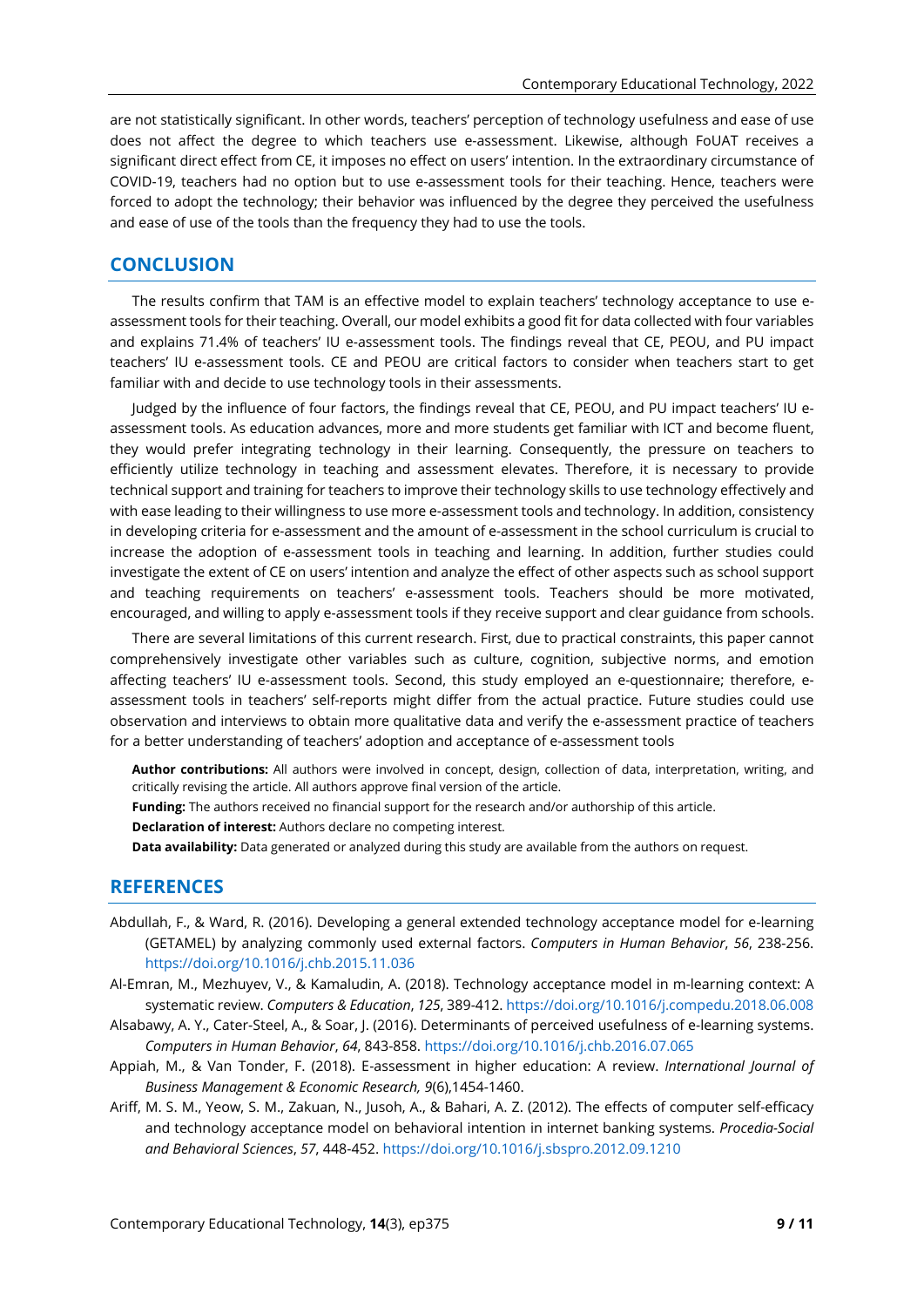are not statistically significant. In other words, teachers' perception of technology usefulness and ease of use does not affect the degree to which teachers use e-assessment. Likewise, although FoUAT receives a significant direct effect from CE, it imposes no effect on users' intention. In the extraordinary circumstance of COVID-19, teachers had no option but to use e-assessment tools for their teaching. Hence, teachers were forced to adopt the technology; their behavior was influenced by the degree they perceived the usefulness and ease of use of the tools than the frequency they had to use the tools.

## CONCLUSION

The results confirm that TAM is an effective model to explain teachers' technology acceptance to use e-assessment tools for their teaching. Overall, our model exhibits a good fit for data collected with four variables and explains 71.4% of teachers' IU e-assessment tools. The findings reveal that CE, PEOU, and PU impact teachers' IU e-assessment tools. CE and PEOU are critical factors to consider when teachers start to get familiar with and decide to use technology tools in their assessments.

Judged by the influence of four factors, the findings reveal that CE, PEOU, and PU impact teachers' IU e-assessment tools. As education advances, more and more students get familiar with ICT and become fluent, they would prefer integrating technology in their learning. Consequently, the pressure on teachers to efficiently utilize technology in teaching and assessment elevates. Therefore, it is necessary to provide technical support and training for teachers to improve their technology skills to use technology effectively and with ease leading to their willingness to use more e-assessment tools and technology. In addition, consistency in developing criteria for e-assessment and the amount of e-assessment in the school curriculum is crucial to increase the adoption of e-assessment tools in teaching and learning. In addition, further studies could investigate the extent of CE on users' intention and analyze the effect of other aspects such as school support and teaching requirements on teachers' e-assessment tools. Teachers should be more motivated, encouraged, and willing to apply e-assessment tools if they receive support and clear guidance from schools.

There are several limitations of this current research. First, due to practical constraints, this paper cannot comprehensively investigate other variables such as culture, cognition, subjective norms, and emotion affecting teachers' IU e-assessment tools. Second, this study employed an e-questionnaire; therefore, e-assessment tools in teachers' self-reports might differ from the actual practice. Future studies could use observation and interviews to obtain more qualitative data and verify the e-assessment practice of teachers for a better understanding of teachers' adoption and acceptance of e-assessment tools

**Author contributions:** All authors were involved in concept, design, collection of data, interpretation, writing, and critically revising the article. All authors approve final version of the article.

**Funding:** The authors received no financial support for the research and/or authorship of this article.

**Declaration of interest:** Authors declare no competing interest.

**Data availability:** Data generated or analyzed during this study are available from the authors on request.

## REFERENCES

Abdullah, F., & Ward, R. (2016). Developing a general extended technology acceptance model for e-learning (GETAMEL) by analyzing commonly used external factors. *Computers in Human Behavior*, *56*, 238-256. https://doi.org/10.1016/j.chb.2015.11.036

Al-Emran, M., Mezhuyev, V., & Kamaludin, A. (2018). Technology acceptance model in m-learning context: A systematic review. *Computers & Education*, *125*, 389-412. https://doi.org/10.1016/j.compedu.2018.06.008

Alsabawy, A. Y., Cater-Steel, A., & Soar, J. (2016). Determinants of perceived usefulness of e-learning systems. *Computers in Human Behavior*, *64*, 843-858. https://doi.org/10.1016/j.chb.2016.07.065

Appiah, M., & Van Tonder, F. (2018). E-assessment in higher education: A review. *International Journal of Business Management & Economic Research, 9*(6),1454-1460.

Ariff, M. S. M., Yeow, S. M., Zakuan, N., Jusoh, A., & Bahari, A. Z. (2012). The effects of computer self-efficacy and technology acceptance model on behavioral intention in internet banking systems. *Procedia-Social and Behavioral Sciences*, *57*, 448-452. https://doi.org/10.1016/j.sbspro.2012.09.1210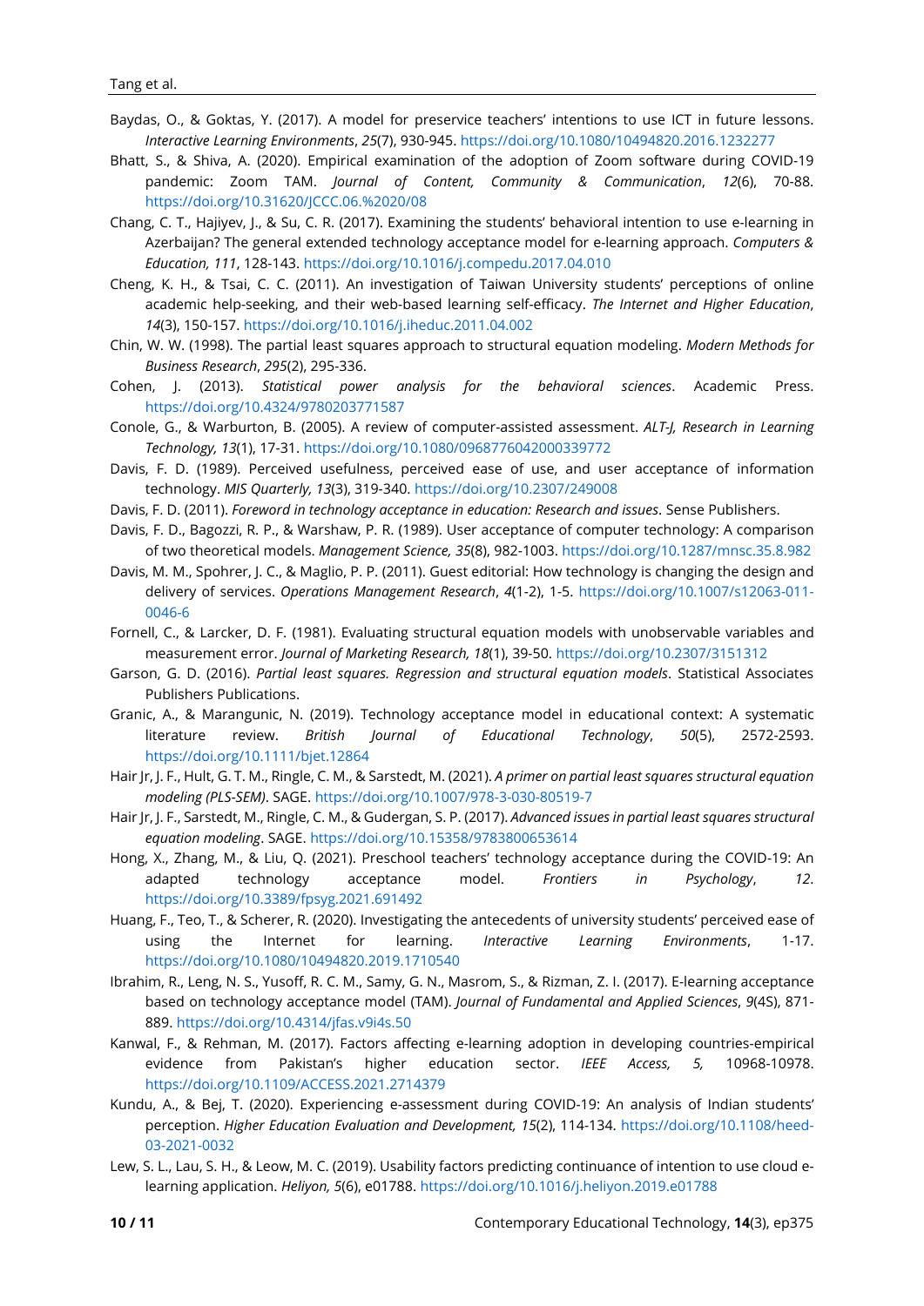Baydas, O., & Goktas, Y. (2017). A model for preservice teachers' intentions to use ICT in future lessons. *Interactive Learning Environments*, *25*(7), 930-945. https://doi.org/10.1080/10494820.2016.1232277

Bhatt, S., & Shiva, A. (2020). Empirical examination of the adoption of Zoom software during COVID-19 pandemic: Zoom TAM. *Journal of Content, Community & Communication*, *12*(6), 70-88. https://doi.org/10.31620/JCCC.06.%2020/08

Chang, C. T., Hajiyev, J., & Su, C. R. (2017). Examining the students' behavioral intention to use e-learning in Azerbaijan? The general extended technology acceptance model for e-learning approach. *Computers & Education, 111*, 128-143. https://doi.org/10.1016/j.compedu.2017.04.010

Cheng, K. H., & Tsai, C. C. (2011). An investigation of Taiwan University students' perceptions of online academic help-seeking, and their web-based learning self-efficacy. *The Internet and Higher Education*, *14*(3), 150-157. https://doi.org/10.1016/j.iheduc.2011.04.002

Chin, W. W. (1998). The partial least squares approach to structural equation modeling. *Modern Methods for Business Research*, *295*(2), 295-336.

Cohen, J. (2013). *Statistical power analysis for the behavioral sciences*. Academic Press. https://doi.org/10.4324/9780203771587

Conole, G., & Warburton, B. (2005). A review of computer-assisted assessment. *ALT-J, Research in Learning Technology, 13*(1), 17-31. https://doi.org/10.1080/0968776042000339772

Davis, F. D. (1989). Perceived usefulness, perceived ease of use, and user acceptance of information technology. *MIS Quarterly, 13*(3), 319-340. https://doi.org/10.2307/249008

Davis, F. D. (2011). *Foreword in technology acceptance in education: Research and issues*. Sense Publishers.

Davis, F. D., Bagozzi, R. P., & Warshaw, P. R. (1989). User acceptance of computer technology: A comparison of two theoretical models. *Management Science, 35*(8), 982-1003. https://doi.org/10.1287/mnsc.35.8.982

Davis, M. M., Spohrer, J. C., & Maglio, P. P. (2011). Guest editorial: How technology is changing the design and delivery of services. *Operations Management Research*, *4*(1-2), 1-5. https://doi.org/10.1007/s12063-011-0046-6

Fornell, C., & Larcker, D. F. (1981). Evaluating structural equation models with unobservable variables and measurement error. *Journal of Marketing Research, 18*(1), 39-50. https://doi.org/10.2307/3151312

Garson, G. D. (2016). *Partial least squares. Regression and structural equation models*. Statistical Associates Publishers Publications.

Granic, A., & Marangunic, N. (2019). Technology acceptance model in educational context: A systematic literature review. *British Journal of Educational Technology*, *50*(5), 2572-2593. https://doi.org/10.1111/bjet.12864

Hair Jr, J. F., Hult, G. T. M., Ringle, C. M., & Sarstedt, M. (2021). *A primer on partial least squares structural equation modeling (PLS-SEM)*. SAGE. https://doi.org/10.1007/978-3-030-80519-7

Hair Jr, J. F., Sarstedt, M., Ringle, C. M., & Gudergan, S. P. (2017). *Advanced issues in partial least squares structural equation modeling*. SAGE. https://doi.org/10.15358/9783800653614

Hong, X., Zhang, M., & Liu, Q. (2021). Preschool teachers' technology acceptance during the COVID-19: An adapted technology acceptance model. *Frontiers in Psychology*, *12*. https://doi.org/10.3389/fpsyg.2021.691492

Huang, F., Teo, T., & Scherer, R. (2020). Investigating the antecedents of university students' perceived ease of using the Internet for learning. *Interactive Learning Environments*, 1-17. https://doi.org/10.1080/10494820.2019.1710540

Ibrahim, R., Leng, N. S., Yusoff, R. C. M., Samy, G. N., Masrom, S., & Rizman, Z. I. (2017). E-learning acceptance based on technology acceptance model (TAM). *Journal of Fundamental and Applied Sciences*, *9*(4S), 871-889. https://doi.org/10.4314/jfas.v9i4s.50

Kanwal, F., & Rehman, M. (2017). Factors affecting e-learning adoption in developing countries-empirical evidence from Pakistan's higher education sector. *IEEE Access, 5,* 10968-10978. https://doi.org/10.1109/ACCESS.2021.2714379

Kundu, A., & Bej, T. (2020). Experiencing e-assessment during COVID-19: An analysis of Indian students' perception. *Higher Education Evaluation and Development, 15*(2), 114-134. https://doi.org/10.1108/heed-03-2021-0032

Lew, S. L., Lau, S. H., & Leow, M. C. (2019). Usability factors predicting continuance of intention to use cloud e-learning application. *Heliyon, 5*(6), e01788. https://doi.org/10.1016/j.heliyon.2019.e01788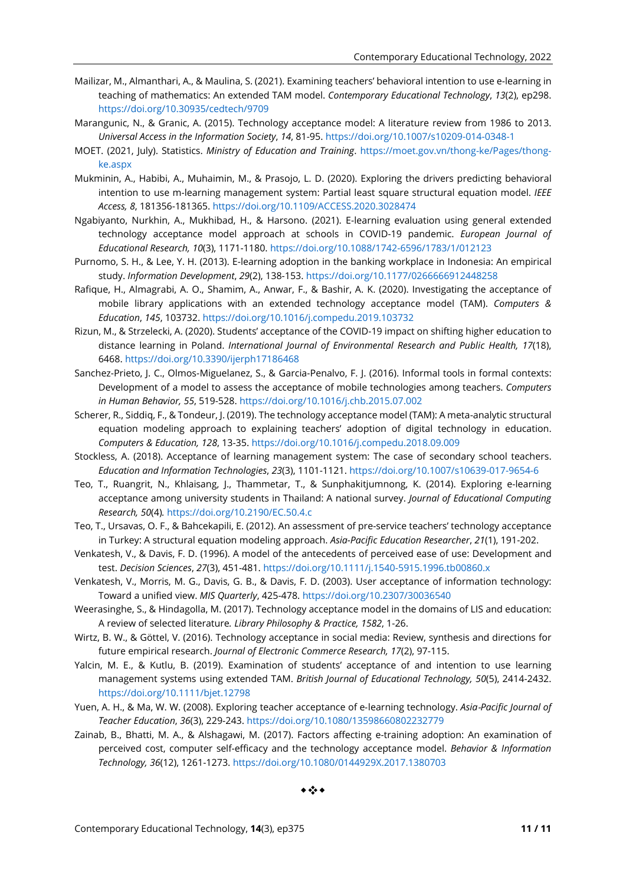Mailizar, M., Almanthari, A., & Maulina, S. (2021). Examining teachers' behavioral intention to use e-learning in teaching of mathematics: An extended TAM model. *Contemporary Educational Technology*, *13*(2), ep298. https://doi.org/10.30935/cedtech/9709

Marangunic, N., & Granic, A. (2015). Technology acceptance model: A literature review from 1986 to 2013. *Universal Access in the Information Society*, *14*, 81-95. https://doi.org/10.1007/s10209-014-0348-1

MOET. (2021, July). Statistics. *Ministry of Education and Training*. https://moet.gov.vn/thong-ke/Pages/thong-ke.aspx

Mukminin, A., Habibi, A., Muhaimin, M., & Prasojo, L. D. (2020). Exploring the drivers predicting behavioral intention to use m-learning management system: Partial least square structural equation model. *IEEE Access, 8*, 181356-181365. https://doi.org/10.1109/ACCESS.2020.3028474

Ngabiyanto, Nurkhin, A., Mukhibad, H., & Harsono. (2021). E-learning evaluation using general extended technology acceptance model approach at schools in COVID-19 pandemic. *European Journal of Educational Research, 10*(3), 1171-1180. https://doi.org/10.1088/1742-6596/1783/1/012123

Purnomo, S. H., & Lee, Y. H. (2013). E-learning adoption in the banking workplace in Indonesia: An empirical study. *Information Development*, *29*(2), 138-153. https://doi.org/10.1177/0266666912448258

Rafique, H., Almagrabi, A. O., Shamim, A., Anwar, F., & Bashir, A. K. (2020). Investigating the acceptance of mobile library applications with an extended technology acceptance model (TAM). *Computers & Education*, *145*, 103732. https://doi.org/10.1016/j.compedu.2019.103732

Rizun, M., & Strzelecki, A. (2020). Students' acceptance of the COVID-19 impact on shifting higher education to distance learning in Poland. *International Journal of Environmental Research and Public Health, 17*(18), 6468. https://doi.org/10.3390/ijerph17186468

Sanchez-Prieto, J. C., Olmos-Miguelanez, S., & Garcia-Penalvo, F. J. (2016). Informal tools in formal contexts: Development of a model to assess the acceptance of mobile technologies among teachers. *Computers in Human Behavior, 55*, 519-528. https://doi.org/10.1016/j.chb.2015.07.002

Scherer, R., Siddiq, F., & Tondeur, J. (2019). The technology acceptance model (TAM): A meta-analytic structural equation modeling approach to explaining teachers' adoption of digital technology in education. *Computers & Education, 128*, 13-35. https://doi.org/10.1016/j.compedu.2018.09.009

Stockless, A. (2018). Acceptance of learning management system: The case of secondary school teachers. *Education and Information Technologies*, *23*(3), 1101-1121. https://doi.org/10.1007/s10639-017-9654-6

Teo, T., Ruangrit, N., Khlaisang, J., Thammetar, T., & Sunphakitjumnong, K. (2014). Exploring e-learning acceptance among university students in Thailand: A national survey. *Journal of Educational Computing Research, 50*(4)*.* https://doi.org/10.2190/EC.50.4.c

Teo, T., Ursavas, O. F., & Bahcekapili, E. (2012). An assessment of pre-service teachers' technology acceptance in Turkey: A structural equation modeling approach. *Asia-Pacific Education Researcher*, *21*(1), 191-202.

Venkatesh, V., & Davis, F. D. (1996). A model of the antecedents of perceived ease of use: Development and test. *Decision Sciences*, *27*(3), 451-481. https://doi.org/10.1111/j.1540-5915.1996.tb00860.x

Venkatesh, V., Morris, M. G., Davis, G. B., & Davis, F. D. (2003). User acceptance of information technology: Toward a unified view. *MIS Quarterly*, 425-478. https://doi.org/10.2307/30036540

Weerasinghe, S., & Hindagolla, M. (2017). Technology acceptance model in the domains of LIS and education: A review of selected literature*. Library Philosophy & Practice, 1582*, 1-26.

Wirtz, B. W., & Göttel, V. (2016). Technology acceptance in social media: Review, synthesis and directions for future empirical research. *Journal of Electronic Commerce Research, 17*(2), 97-115.

Yalcin, M. E., & Kutlu, B. (2019). Examination of students' acceptance of and intention to use learning management systems using extended TAM. *British Journal of Educational Technology, 50*(5), 2414-2432. https://doi.org/10.1111/bjet.12798

Yuen, A. H., & Ma, W. W. (2008). Exploring teacher acceptance of e-learning technology. *Asia-Pacific Journal of Teacher Education*, *36*(3), 229-243. https://doi.org/10.1080/13598660802232779

Zainab, B., Bhatti, M. A., & Alshagawi, M. (2017). Factors affecting e-training adoption: An examination of perceived cost, computer self-efficacy and the technology acceptance model. *Behavior & Information Technology, 36*(12), 1261-1273. https://doi.org/10.1080/0144929X.2017.1380703